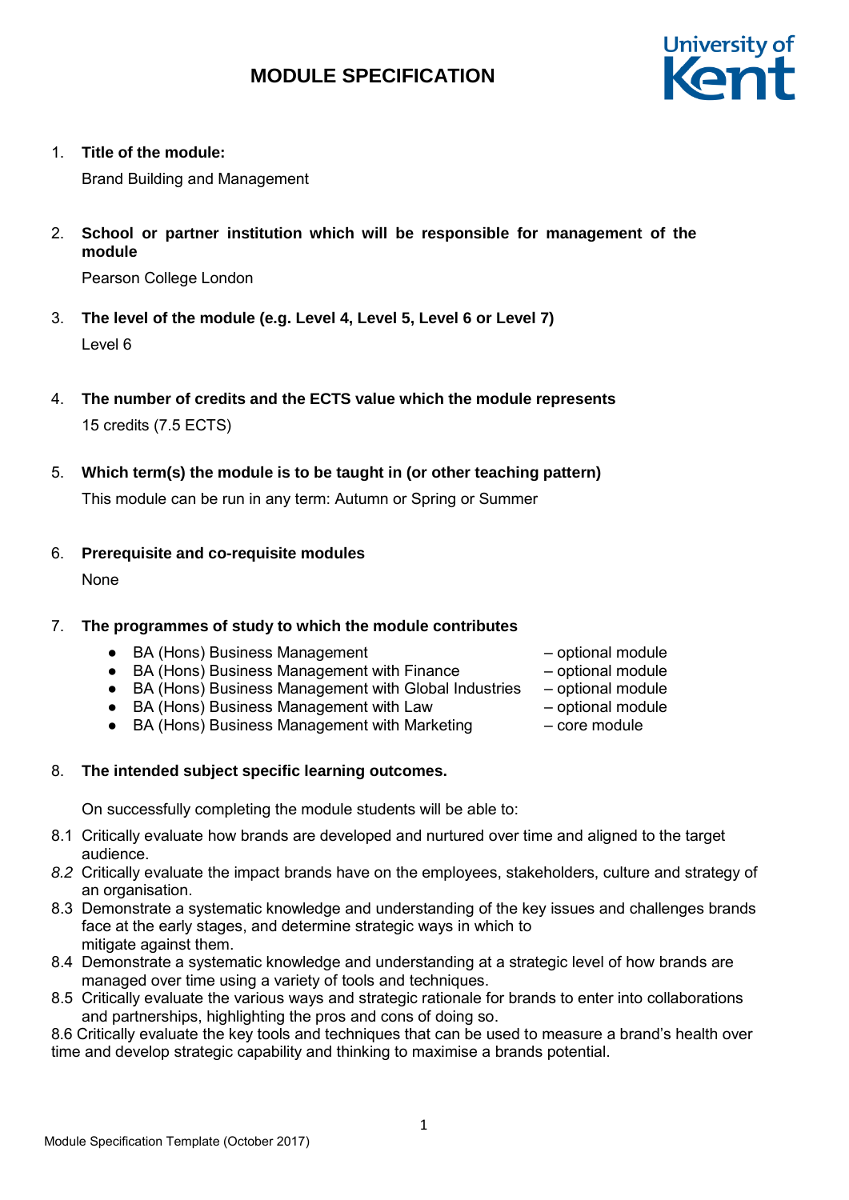# MODULE SPECIFICATION

1. **Title of the module:**

   Brand Building and Management

2. **School or partner institution which will be responsible for management of the module**

   Pearson College London

3. **The level of the module (e.g. Level 4, Level 5, Level 6 or Level 7)**

   Level 6

4. **The number of credits and the ECTS value which the module represents**

   15 credits (7.5 ECTS)

5. **Which term(s) the module is to be taught in (or other teaching pattern)**

   This module can be run in any term: Autumn or Spring or Summer

6. **Prerequisite and co-requisite modules**

   None

7. **The programmes of study to which the module contributes**

   - BA (Hons) Business Management – optional module
   - BA (Hons) Business Management with Finance – optional module
   - BA (Hons) Business Management with Global Industries – optional module
   - BA (Hons) Business Management with Law – optional module
   - BA (Hons) Business Management with Marketing – core module

8. **The intended subject specific learning outcomes.**

   On successfully completing the module students will be able to:

8.1 Critically evaluate how brands are developed and nurtured over time and aligned to the target audience.

*8.2* Critically evaluate the impact brands have on the employees, stakeholders, culture and strategy of an organisation.

8.3 Demonstrate a systematic knowledge and understanding of the key issues and challenges brands face at the early stages, and determine strategic ways in which to mitigate against them.

8.4 Demonstrate a systematic knowledge and understanding at a strategic level of how brands are managed over time using a variety of tools and techniques.

8.5 Critically evaluate the various ways and strategic rationale for brands to enter into collaborations and partnerships, highlighting the pros and cons of doing so.

8.6 Critically evaluate the key tools and techniques that can be used to measure a brand's health over time and develop strategic capability and thinking to maximise a brands potential.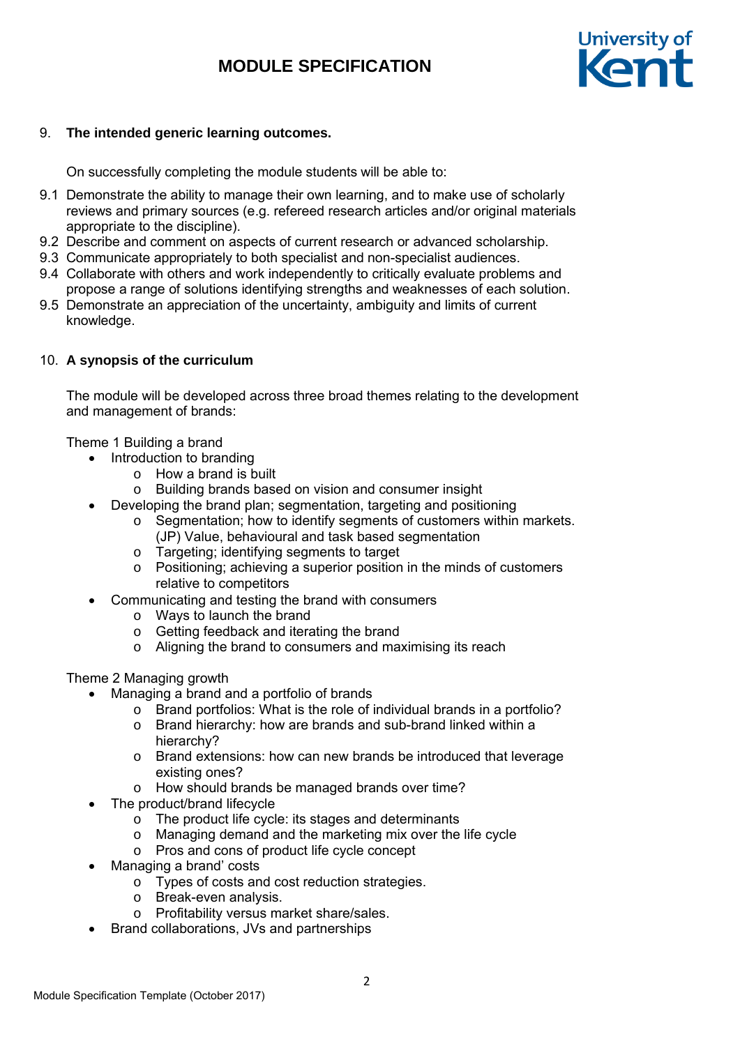## 9. The intended generic learning outcomes.

On successfully completing the module students will be able to:

9.1 Demonstrate the ability to manage their own learning, and to make use of scholarly reviews and primary sources (e.g. refereed research articles and/or original materials appropriate to the discipline).
9.2 Describe and comment on aspects of current research or advanced scholarship.
9.3 Communicate appropriately to both specialist and non-specialist audiences.
9.4 Collaborate with others and work independently to critically evaluate problems and propose a range of solutions identifying strengths and weaknesses of each solution.
9.5 Demonstrate an appreciation of the uncertainty, ambiguity and limits of current knowledge.

## 10. A synopsis of the curriculum

The module will be developed across three broad themes relating to the development and management of brands:

Theme 1 Building a brand

- Introduction to branding
    - How a brand is built
    - Building brands based on vision and consumer insight
- Developing the brand plan; segmentation, targeting and positioning
    - Segmentation; how to identify segments of customers within markets. (JP) Value, behavioural and task based segmentation
    - Targeting; identifying segments to target
    - Positioning; achieving a superior position in the minds of customers relative to competitors
- Communicating and testing the brand with consumers
    - Ways to launch the brand
    - Getting feedback and iterating the brand
    - Aligning the brand to consumers and maximising its reach

Theme 2 Managing growth

- Managing a brand and a portfolio of brands
    - Brand portfolios: What is the role of individual brands in a portfolio?
    - Brand hierarchy: how are brands and sub-brand linked within a hierarchy?
    - Brand extensions: how can new brands be introduced that leverage existing ones?
    - How should brands be managed brands over time?
- The product/brand lifecycle
    - The product life cycle: its stages and determinants
    - Managing demand and the marketing mix over the life cycle
    - Pros and cons of product life cycle concept
- Managing a brand' costs
    - Types of costs and cost reduction strategies.
    - Break-even analysis.
    - Profitability versus market share/sales.
- Brand collaborations, JVs and partnerships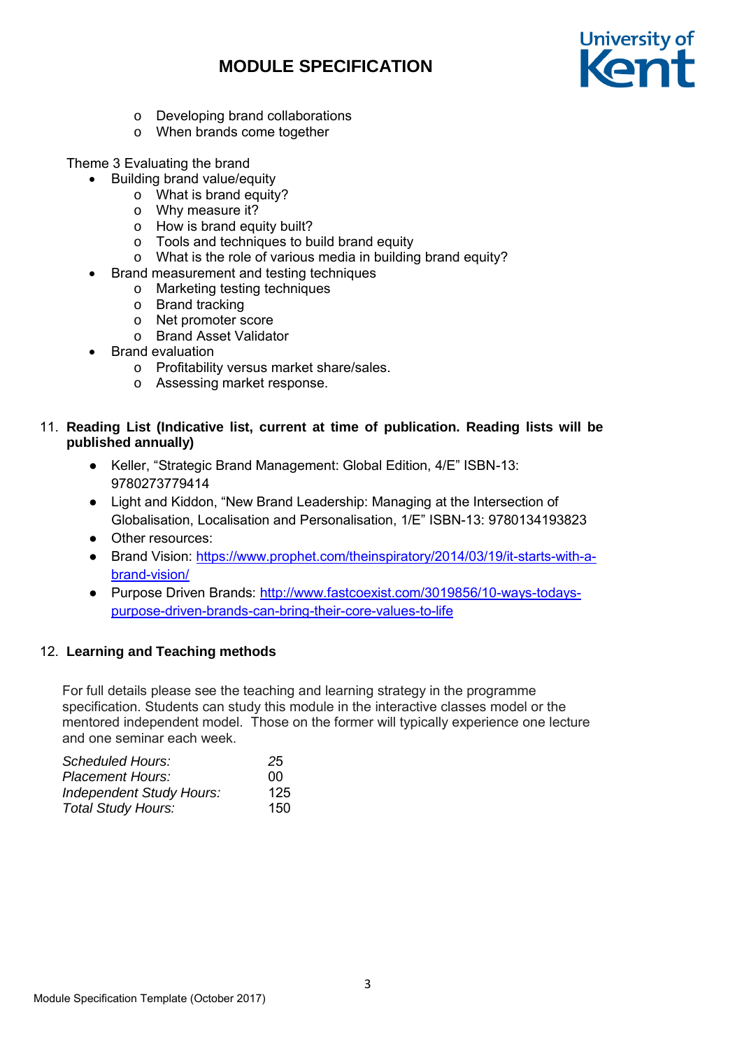- Developing brand collaborations
- When brands come together

Theme 3 Evaluating the brand

- Building brand value/equity
  - What is brand equity?
  - Why measure it?
  - How is brand equity built?
  - Tools and techniques to build brand equity
  - What is the role of various media in building brand equity?
- Brand measurement and testing techniques
  - Marketing testing techniques
  - Brand tracking
  - Net promoter score
  - Brand Asset Validator
- Brand evaluation
  - Profitability versus market share/sales.
  - Assessing market response.

## 11. Reading List (Indicative list, current at time of publication. Reading lists will be published annually)

- Keller, "Strategic Brand Management: Global Edition, 4/E" ISBN-13: 9780273779414
- Light and Kiddon, "New Brand Leadership: Managing at the Intersection of Globalisation, Localisation and Personalisation, 1/E" ISBN-13: 9780134193823
- Other resources:
- Brand Vision: https://www.prophet.com/theinspiratory/2014/03/19/it-starts-with-a-brand-vision/
- Purpose Driven Brands: http://www.fastcoexist.com/3019856/10-ways-todays-purpose-driven-brands-can-bring-their-core-values-to-life

## 12. Learning and Teaching methods

For full details please see the teaching and learning strategy in the programme specification. Students can study this module in the interactive classes model or the mentored independent model. Those on the former will typically experience one lecture and one seminar each week.

| | |
|---|---|
| *Scheduled Hours:* | *25* |
| *Placement Hours:* | 00 |
| *Independent Study Hours:* | 125 |
| *Total Study Hours:* | 150 |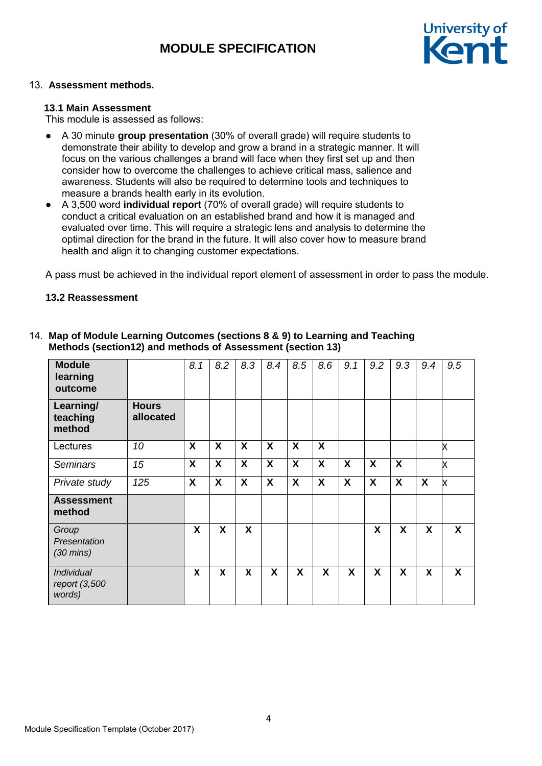13. **Assessment methods.**

**13.1 Main Assessment**

This module is assessed as follows:

- A 30 minute **group presentation** (30% of overall grade) will require students to demonstrate their ability to develop and grow a brand in a strategic manner. It will focus on the various challenges a brand will face when they first set up and then consider how to overcome the challenges to achieve critical mass, salience and awareness. Students will also be required to determine tools and techniques to measure a brands health early in its evolution.
- A 3,500 word **individual report** (70% of overall grade) will require students to conduct a critical evaluation on an established brand and how it is managed and evaluated over time. This will require a strategic lens and analysis to determine the optimal direction for the brand in the future. It will also cover how to measure brand health and align it to changing customer expectations.

A pass must be achieved in the individual report element of assessment in order to pass the module.

**13.2 Reassessment**

14. **Map of Module Learning Outcomes (sections 8 & 9) to Learning and Teaching Methods (section12) and methods of Assessment (section 13)**

| **Module learning outcome** | | *8.1* | *8.2* | *8.3* | *8.4* | *8.5* | *8.6* | *9.1* | *9.2* | *9.3* | *9.4* | *9.5* |
|---|---|---|---|---|---|---|---|---|---|---|---|---|
| **Learning/ teaching method** | **Hours allocated** | | | | | | | | | | | |
| Lectures | *10* | **X** | **X** | **X** | **X** | **X** | **X** | | | | | X |
| *Seminars* | *15* | **X** | **X** | **X** | **X** | **X** | **X** | **X** | **X** | **X** | | X |
| *Private study* | *125* | **X** | **X** | **X** | **X** | **X** | **X** | **X** | **X** | **X** | **X** | X |
| **Assessment method** | | | | | | | | | | | | |
| *Group Presentation (30 mins)* | | **X** | **X** | **X** | | | | | **X** | **X** | **X** | **X** |
| *Individual report (3,500 words)* | | **X** | **X** | **X** | **X** | **X** | **X** | **X** | **X** | **X** | **X** | **X** |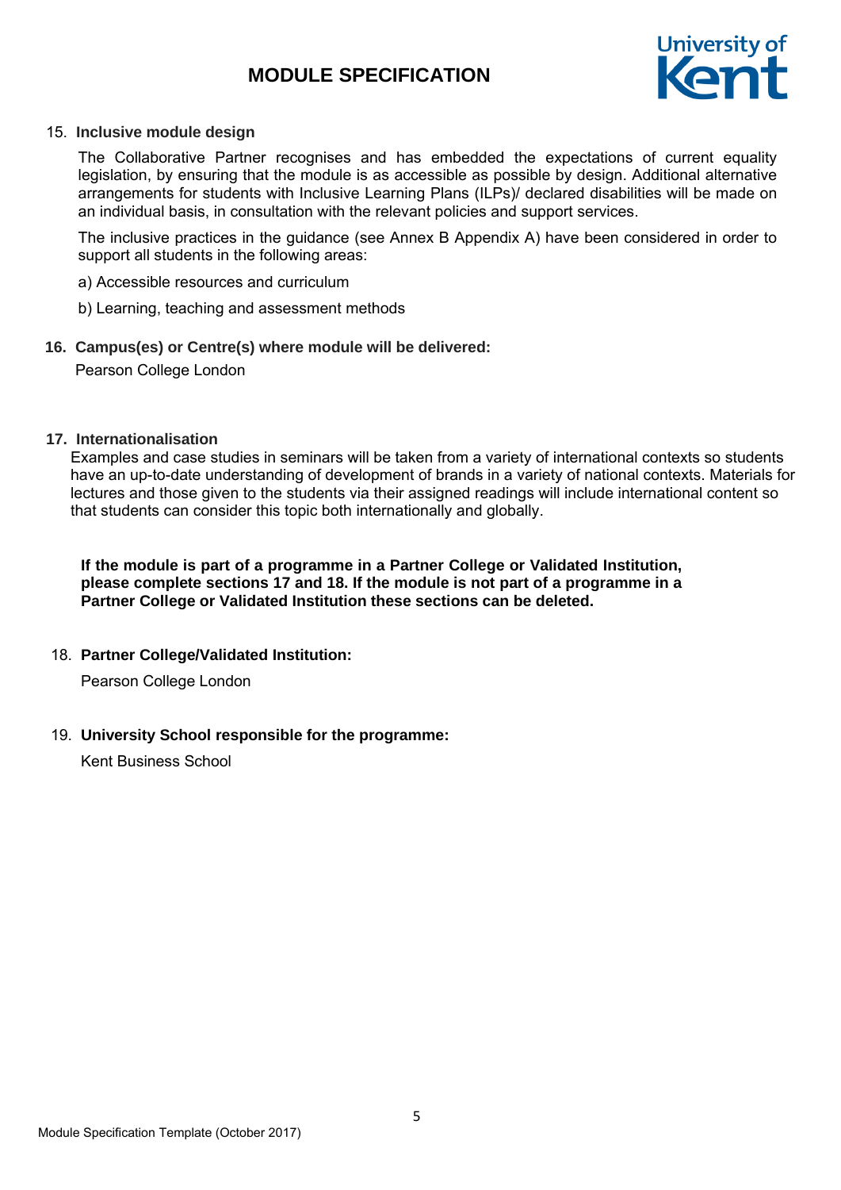15. **Inclusive module design**

The Collaborative Partner recognises and has embedded the expectations of current equality legislation, by ensuring that the module is as accessible as possible by design. Additional alternative arrangements for students with Inclusive Learning Plans (ILPs)/ declared disabilities will be made on an individual basis, in consultation with the relevant policies and support services.

The inclusive practices in the guidance (see Annex B Appendix A) have been considered in order to support all students in the following areas:

a) Accessible resources and curriculum

b) Learning, teaching and assessment methods

**16. Campus(es) or Centre(s) where module will be delivered:**

Pearson College London

**17. Internationalisation**

Examples and case studies in seminars will be taken from a variety of international contexts so students have an up-to-date understanding of development of brands in a variety of national contexts. Materials for lectures and those given to the students via their assigned readings will include international content so that students can consider this topic both internationally and globally.

**If the module is part of a programme in a Partner College or Validated Institution, please complete sections 17 and 18. If the module is not part of a programme in a Partner College or Validated Institution these sections can be deleted.**

18. **Partner College/Validated Institution:**

Pearson College London

19. **University School responsible for the programme:**

Kent Business School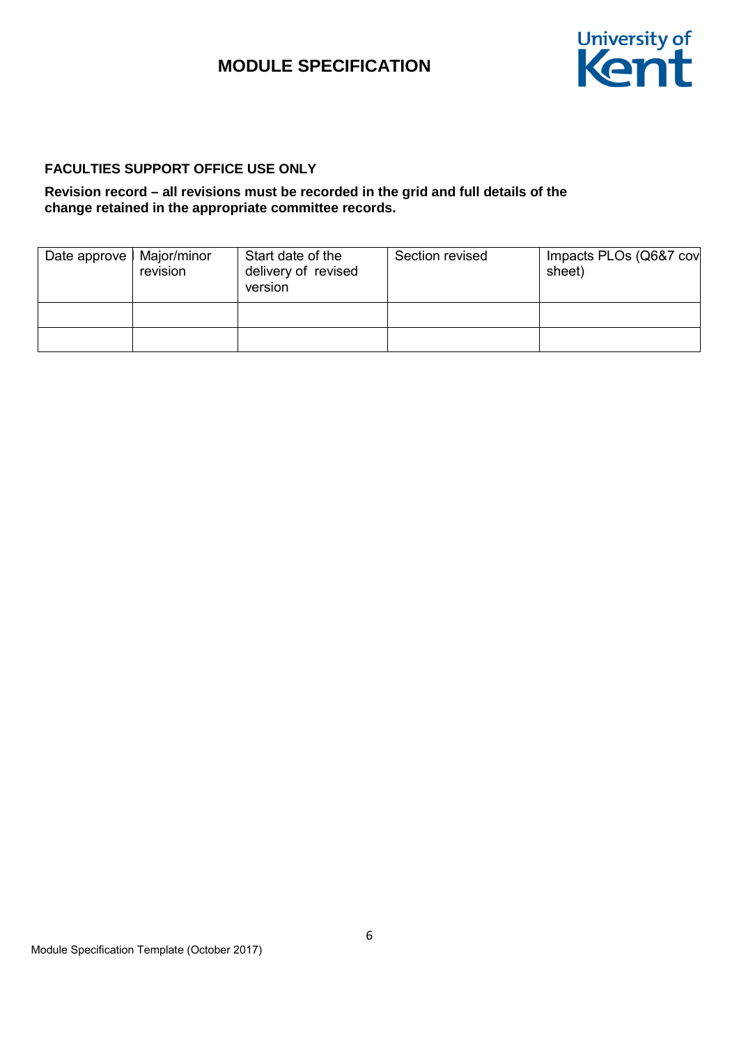## FACULTIES SUPPORT OFFICE USE ONLY

**Revision record – all revisions must be recorded in the grid and full details of the change retained in the appropriate committee records.**

| Date approve | Major/minor revision | Start date of the delivery of revised version | Section revised | Impacts PLOs (Q6&7 cov sheet) |
|---|---|---|---|---|
| | | | | |
| | | | | |